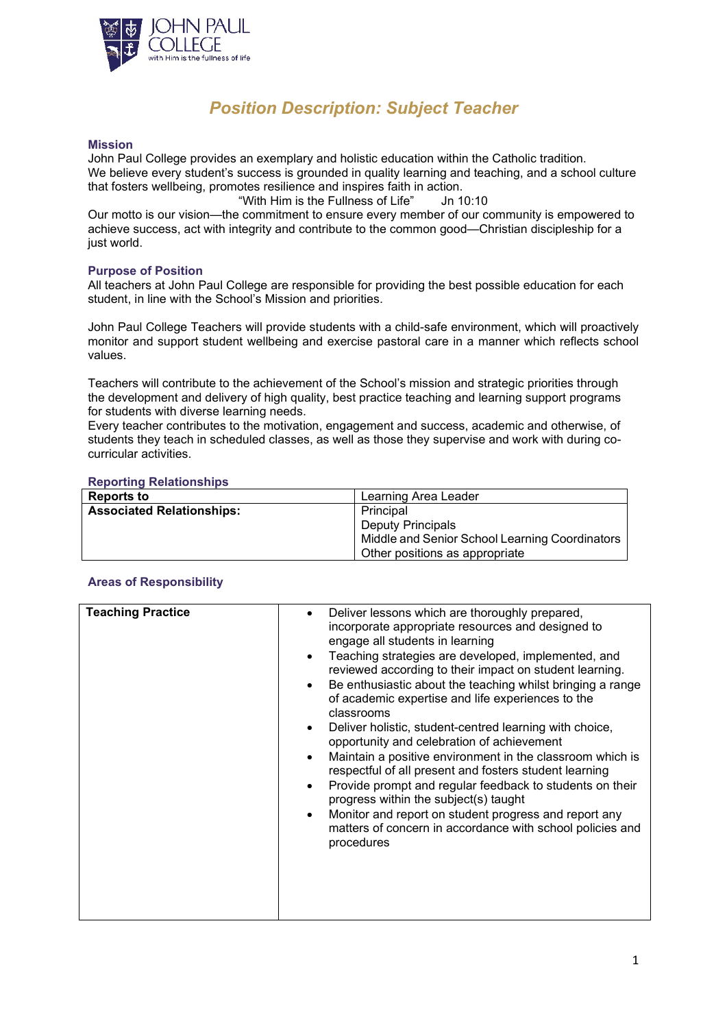# Position Description: Subject Teacher

## Mission

John Paul College provides an exemplary and holistic education within the Catholic tradition. We believe every student's success is grounded in quality learning and teaching, and a school culture that fosters wellbeing, promotes resilience and inspires faith in action.

"With Him is the Fullness of Life" Jn 10:10

Our motto is our vision—the commitment to ensure every member of our community is empowered to achieve success, act with integrity and contribute to the common good—Christian discipleship for a just world.

## Purpose of Position

All teachers at John Paul College are responsible for providing the best possible education for each student, in line with the School's Mission and priorities.

John Paul College Teachers will provide students with a child-safe environment, which will proactively monitor and support student wellbeing and exercise pastoral care in a manner which reflects school values.

Teachers will contribute to the achievement of the School's mission and strategic priorities through the development and delivery of high quality, best practice teaching and learning support programs for students with diverse learning needs.

Every teacher contributes to the motivation, engagement and success, academic and otherwise, of students they teach in scheduled classes, as well as those they supervise and work with during co-curricular activities.

## Reporting Relationships

| **Reports to** | Learning Area Leader |
|---|---|
| **Associated Relationships:** | Principal<br>Deputy Principals<br>Middle and Senior School Learning Coordinators<br>Other positions as appropriate |

## Areas of Responsibility

| **Teaching Practice** | <ul><li>Deliver lessons which are thoroughly prepared, incorporate appropriate resources and designed to engage all students in learning</li><li>Teaching strategies are developed, implemented, and reviewed according to their impact on student learning.</li><li>Be enthusiastic about the teaching whilst bringing a range of academic expertise and life experiences to the classrooms</li><li>Deliver holistic, student-centred learning with choice, opportunity and celebration of achievement</li><li>Maintain a positive environment in the classroom which is respectful of all present and fosters student learning</li><li>Provide prompt and regular feedback to students on their progress within the subject(s) taught</li><li>Monitor and report on student progress and report any matters of concern in accordance with school policies and procedures</li></ul> |
|---|---|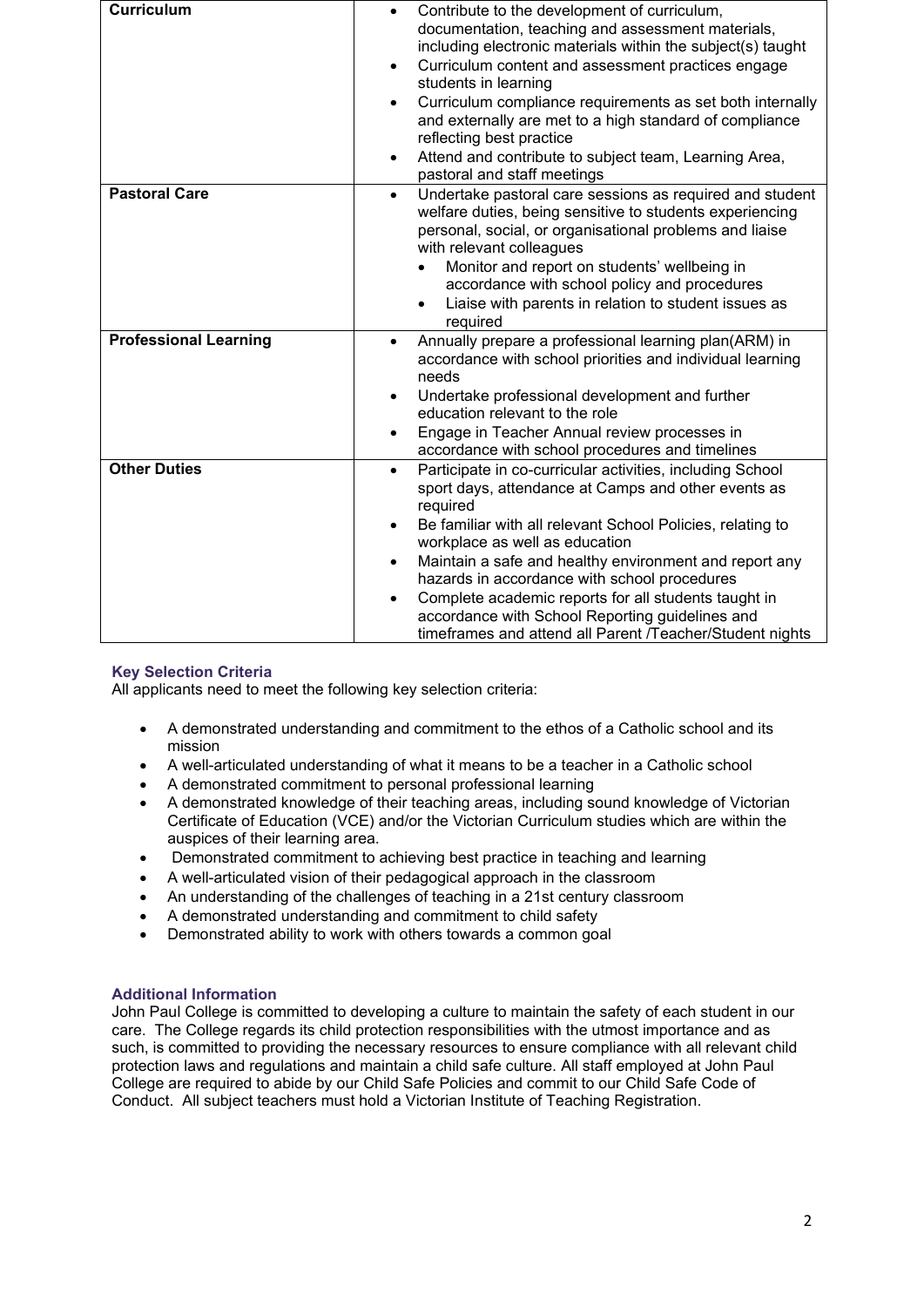| | |
|---|---|
| **Curriculum** | • Contribute to the development of curriculum, documentation, teaching and assessment materials, including electronic materials within the subject(s) taught<br>• Curriculum content and assessment practices engage students in learning<br>• Curriculum compliance requirements as set both internally and externally are met to a high standard of compliance reflecting best practice<br>• Attend and contribute to subject team, Learning Area, pastoral and staff meetings |
| **Pastoral Care** | • Undertake pastoral care sessions as required and student welfare duties, being sensitive to students experiencing personal, social, or organisational problems and liaise with relevant colleagues<br>  ◦ Monitor and report on students' wellbeing in accordance with school policy and procedures<br>  ◦ Liaise with parents in relation to student issues as required |
| **Professional Learning** | • Annually prepare a professional learning plan(ARM) in accordance with school priorities and individual learning needs<br>• Undertake professional development and further education relevant to the role<br>• Engage in Teacher Annual review processes in accordance with school procedures and timelines |
| **Other Duties** | • Participate in co-curricular activities, including School sport days, attendance at Camps and other events as required<br>• Be familiar with all relevant School Policies, relating to workplace as well as education<br>• Maintain a safe and healthy environment and report any hazards in accordance with school procedures<br>• Complete academic reports for all students taught in accordance with School Reporting guidelines and timeframes and attend all Parent /Teacher/Student nights |

### Key Selection Criteria

All applicants need to meet the following key selection criteria:

- A demonstrated understanding and commitment to the ethos of a Catholic school and its mission
- A well-articulated understanding of what it means to be a teacher in a Catholic school
- A demonstrated commitment to personal professional learning
- A demonstrated knowledge of their teaching areas, including sound knowledge of Victorian Certificate of Education (VCE) and/or the Victorian Curriculum studies which are within the auspices of their learning area.
- Demonstrated commitment to achieving best practice in teaching and learning
- A well-articulated vision of their pedagogical approach in the classroom
- An understanding of the challenges of teaching in a 21st century classroom
- A demonstrated understanding and commitment to child safety
- Demonstrated ability to work with others towards a common goal

### Additional Information

John Paul College is committed to developing a culture to maintain the safety of each student in our care. The College regards its child protection responsibilities with the utmost importance and as such, is committed to providing the necessary resources to ensure compliance with all relevant child protection laws and regulations and maintain a child safe culture. All staff employed at John Paul College are required to abide by our Child Safe Policies and commit to our Child Safe Code of Conduct. All subject teachers must hold a Victorian Institute of Teaching Registration.